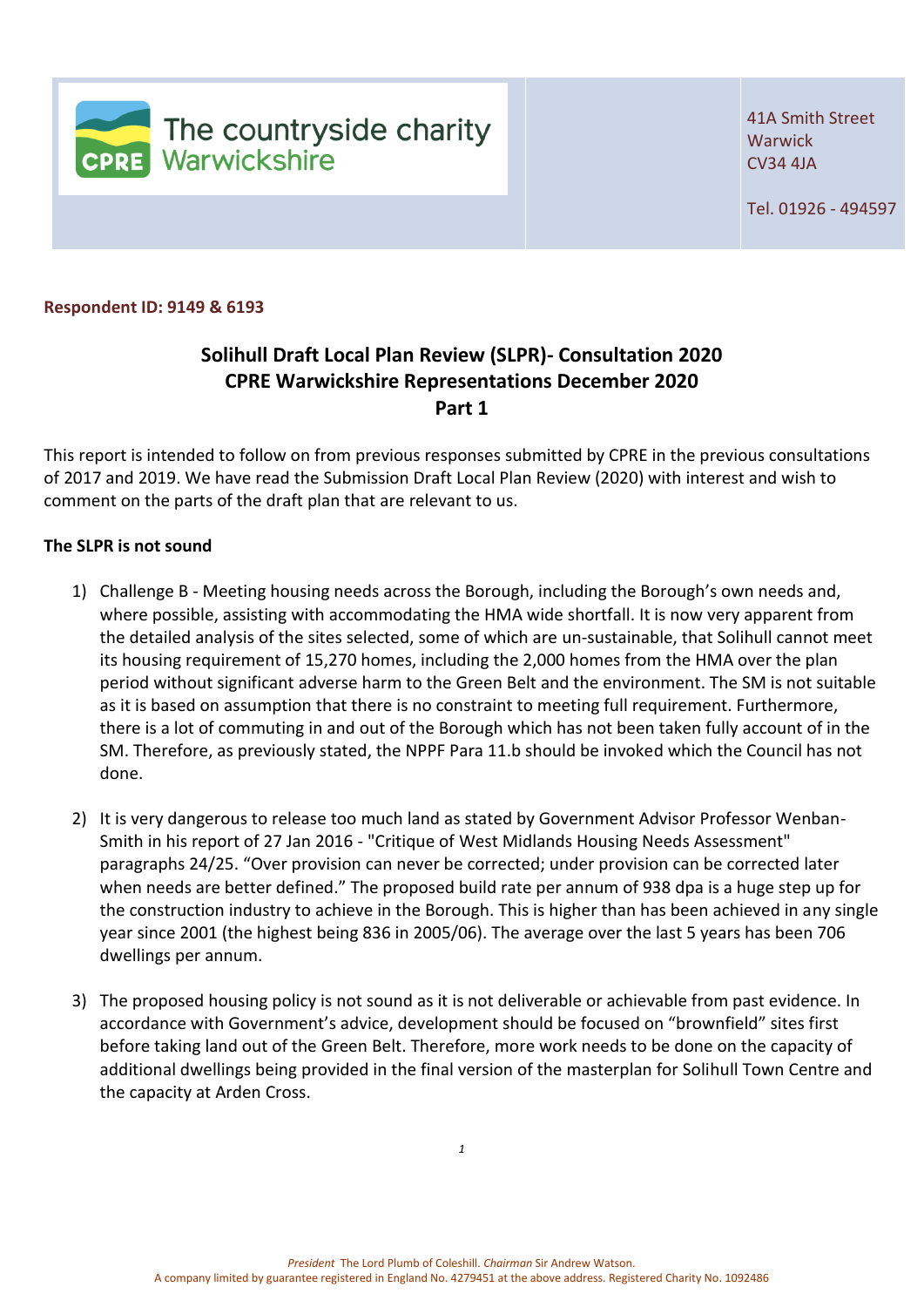The countryside charity
CPRE Warwickshire

41A Smith Street
Warwick
CV34 4JA

Tel. 01926 - 494597

**Respondent ID: 9149 & 6193**

## Solihull Draft Local Plan Review (SLPR)- Consultation 2020
## CPRE Warwickshire Representations December 2020
## Part 1

This report is intended to follow on from previous responses submitted by CPRE in the previous consultations of 2017 and 2019. We have read the Submission Draft Local Plan Review (2020) with interest and wish to comment on the parts of the draft plan that are relevant to us.

**The SLPR is not sound**

1) Challenge B - Meeting housing needs across the Borough, including the Borough's own needs and, where possible, assisting with accommodating the HMA wide shortfall. It is now very apparent from the detailed analysis of the sites selected, some of which are un-sustainable, that Solihull cannot meet its housing requirement of 15,270 homes, including the 2,000 homes from the HMA over the plan period without significant adverse harm to the Green Belt and the environment. The SM is not suitable as it is based on assumption that there is no constraint to meeting full requirement. Furthermore, there is a lot of commuting in and out of the Borough which has not been taken fully account of in the SM. Therefore, as previously stated, the NPPF Para 11.b should be invoked which the Council has not done.

2) It is very dangerous to release too much land as stated by Government Advisor Professor Wenban-Smith in his report of 27 Jan 2016 - "Critique of West Midlands Housing Needs Assessment" paragraphs 24/25. "Over provision can never be corrected; under provision can be corrected later when needs are better defined." The proposed build rate per annum of 938 dpa is a huge step up for the construction industry to achieve in the Borough. This is higher than has been achieved in any single year since 2001 (the highest being 836 in 2005/06). The average over the last 5 years has been 706 dwellings per annum.

3) The proposed housing policy is not sound as it is not deliverable or achievable from past evidence. In accordance with Government's advice, development should be focused on "brownfield" sites first before taking land out of the Green Belt. Therefore, more work needs to be done on the capacity of additional dwellings being provided in the final version of the masterplan for Solihull Town Centre and the capacity at Arden Cross.

*President* The Lord Plumb of Coleshill. *Chairman* Sir Andrew Watson.
A company limited by guarantee registered in England No. 4279451 at the above address. Registered Charity No. 1092486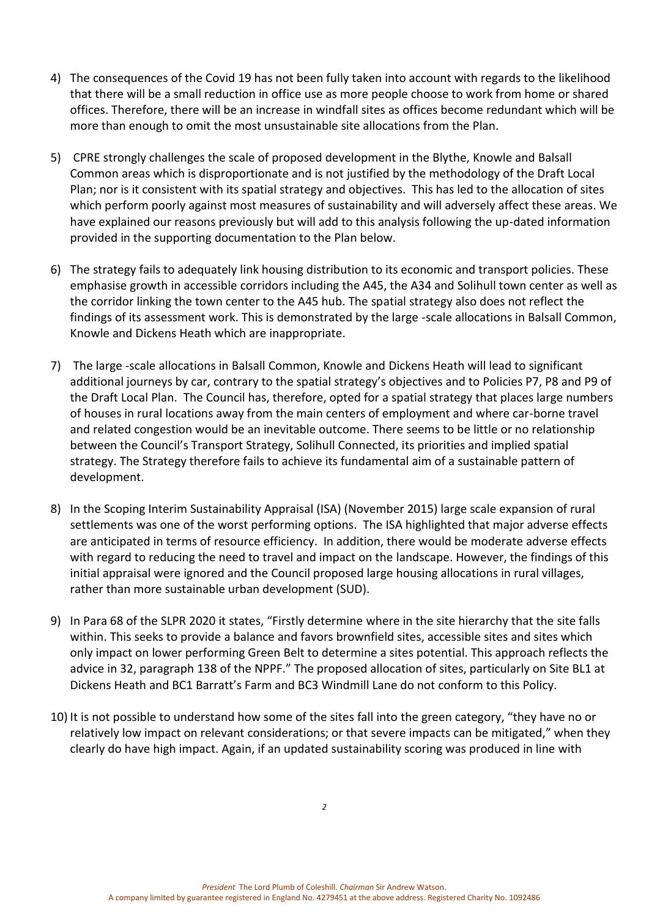4) The consequences of the Covid 19 has not been fully taken into account with regards to the likelihood that there will be a small reduction in office use as more people choose to work from home or shared offices. Therefore, there will be an increase in windfall sites as offices become redundant which will be more than enough to omit the most unsustainable site allocations from the Plan.

5) CPRE strongly challenges the scale of proposed development in the Blythe, Knowle and Balsall Common areas which is disproportionate and is not justified by the methodology of the Draft Local Plan; nor is it consistent with its spatial strategy and objectives. This has led to the allocation of sites which perform poorly against most measures of sustainability and will adversely affect these areas. We have explained our reasons previously but will add to this analysis following the up-dated information provided in the supporting documentation to the Plan below.

6) The strategy fails to adequately link housing distribution to its economic and transport policies. These emphasise growth in accessible corridors including the A45, the A34 and Solihull town center as well as the corridor linking the town center to the A45 hub. The spatial strategy also does not reflect the findings of its assessment work. This is demonstrated by the large -scale allocations in Balsall Common, Knowle and Dickens Heath which are inappropriate.

7) The large -scale allocations in Balsall Common, Knowle and Dickens Heath will lead to significant additional journeys by car, contrary to the spatial strategy's objectives and to Policies P7, P8 and P9 of the Draft Local Plan. The Council has, therefore, opted for a spatial strategy that places large numbers of houses in rural locations away from the main centers of employment and where car-borne travel and related congestion would be an inevitable outcome. There seems to be little or no relationship between the Council's Transport Strategy, Solihull Connected, its priorities and implied spatial strategy. The Strategy therefore fails to achieve its fundamental aim of a sustainable pattern of development.

8) In the Scoping Interim Sustainability Appraisal (ISA) (November 2015) large scale expansion of rural settlements was one of the worst performing options. The ISA highlighted that major adverse effects are anticipated in terms of resource efficiency. In addition, there would be moderate adverse effects with regard to reducing the need to travel and impact on the landscape. However, the findings of this initial appraisal were ignored and the Council proposed large housing allocations in rural villages, rather than more sustainable urban development (SUD).

9) In Para 68 of the SLPR 2020 it states, "Firstly determine where in the site hierarchy that the site falls within. This seeks to provide a balance and favors brownfield sites, accessible sites and sites which only impact on lower performing Green Belt to determine a sites potential. This approach reflects the advice in 32, paragraph 138 of the NPPF." The proposed allocation of sites, particularly on Site BL1 at Dickens Heath and BC1 Barratt's Farm and BC3 Windmill Lane do not conform to this Policy.

10) It is not possible to understand how some of the sites fall into the green category, "they have no or relatively low impact on relevant considerations; or that severe impacts can be mitigated," when they clearly do have high impact. Again, if an updated sustainability scoring was produced in line with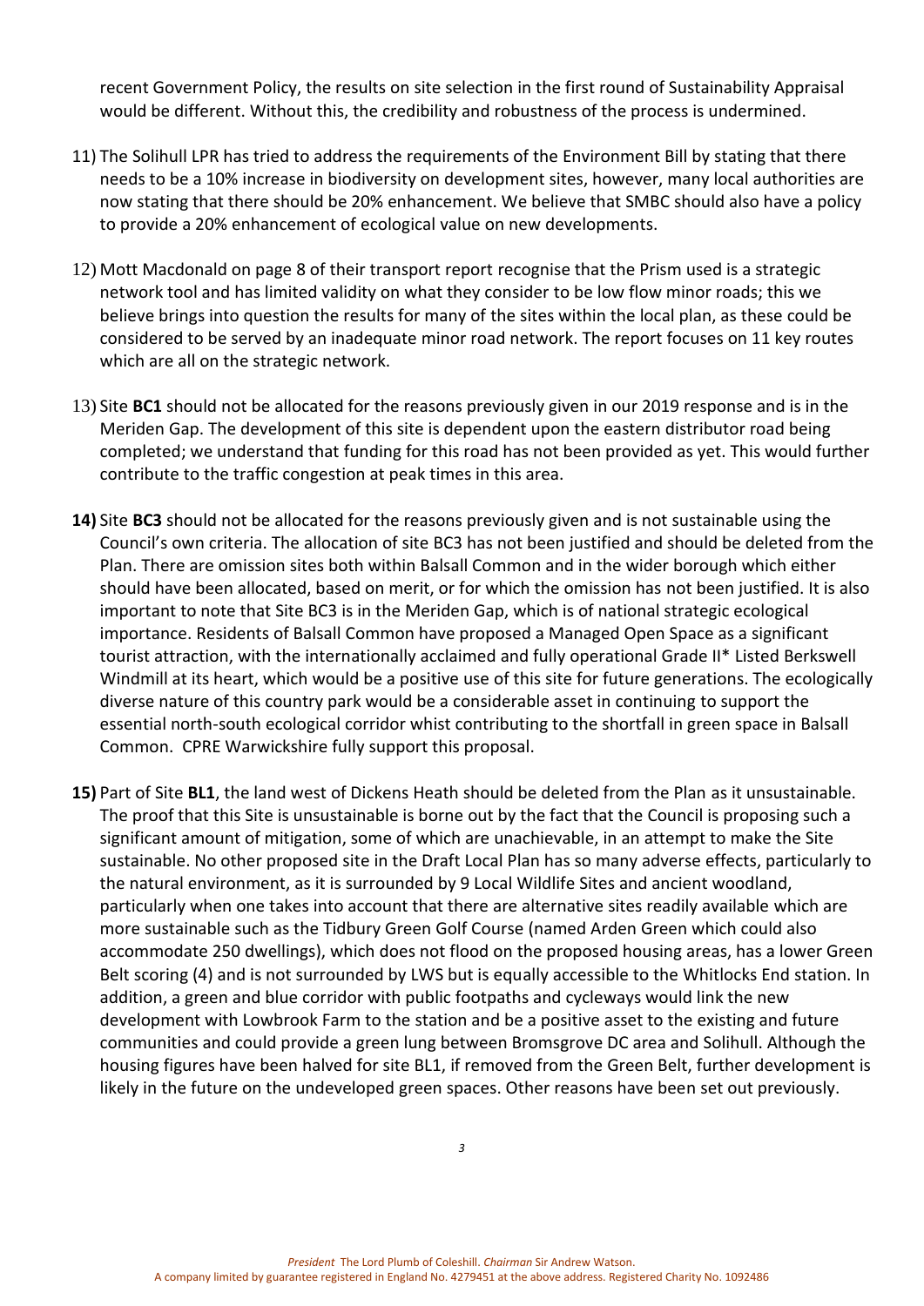recent Government Policy, the results on site selection in the first round of Sustainability Appraisal would be different. Without this, the credibility and robustness of the process is undermined.

11) The Solihull LPR has tried to address the requirements of the Environment Bill by stating that there needs to be a 10% increase in biodiversity on development sites, however, many local authorities are now stating that there should be 20% enhancement. We believe that SMBC should also have a policy to provide a 20% enhancement of ecological value on new developments.

12) Mott Macdonald on page 8 of their transport report recognise that the Prism used is a strategic network tool and has limited validity on what they consider to be low flow minor roads; this we believe brings into question the results for many of the sites within the local plan, as these could be considered to be served by an inadequate minor road network. The report focuses on 11 key routes which are all on the strategic network.

13) Site **BC1** should not be allocated for the reasons previously given in our 2019 response and is in the Meriden Gap. The development of this site is dependent upon the eastern distributor road being completed; we understand that funding for this road has not been provided as yet. This would further contribute to the traffic congestion at peak times in this area.

**14)** Site **BC3** should not be allocated for the reasons previously given and is not sustainable using the Council's own criteria. The allocation of site BC3 has not been justified and should be deleted from the Plan. There are omission sites both within Balsall Common and in the wider borough which either should have been allocated, based on merit, or for which the omission has not been justified. It is also important to note that Site BC3 is in the Meriden Gap, which is of national strategic ecological importance. Residents of Balsall Common have proposed a Managed Open Space as a significant tourist attraction, with the internationally acclaimed and fully operational Grade II* Listed Berkswell Windmill at its heart, which would be a positive use of this site for future generations. The ecologically diverse nature of this country park would be a considerable asset in continuing to support the essential north-south ecological corridor whist contributing to the shortfall in green space in Balsall Common. CPRE Warwickshire fully support this proposal.

**15)** Part of Site **BL1**, the land west of Dickens Heath should be deleted from the Plan as it unsustainable. The proof that this Site is unsustainable is borne out by the fact that the Council is proposing such a significant amount of mitigation, some of which are unachievable, in an attempt to make the Site sustainable. No other proposed site in the Draft Local Plan has so many adverse effects, particularly to the natural environment, as it is surrounded by 9 Local Wildlife Sites and ancient woodland, particularly when one takes into account that there are alternative sites readily available which are more sustainable such as the Tidbury Green Golf Course (named Arden Green which could also accommodate 250 dwellings), which does not flood on the proposed housing areas, has a lower Green Belt scoring (4) and is not surrounded by LWS but is equally accessible to the Whitlocks End station. In addition, a green and blue corridor with public footpaths and cycleways would link the new development with Lowbrook Farm to the station and be a positive asset to the existing and future communities and could provide a green lung between Bromsgrove DC area and Solihull. Although the housing figures have been halved for site BL1, if removed from the Green Belt, further development is likely in the future on the undeveloped green spaces. Other reasons have been set out previously.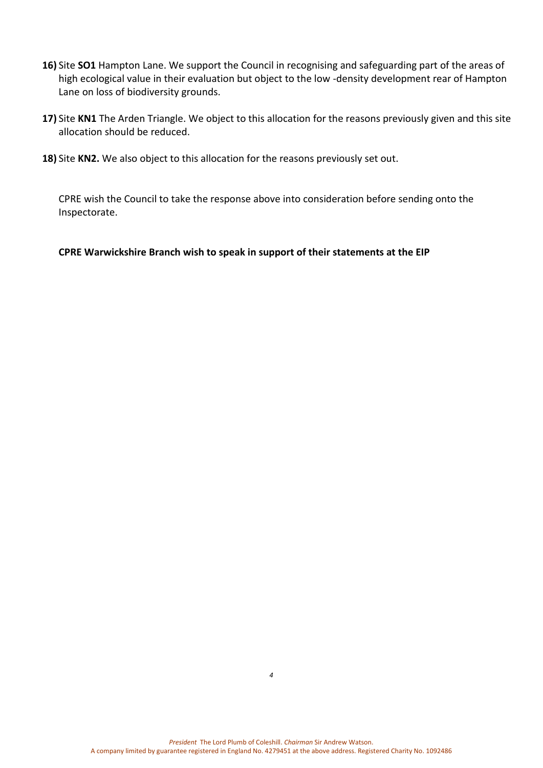16) Site **SO1** Hampton Lane. We support the Council in recognising and safeguarding part of the areas of high ecological value in their evaluation but object to the low -density development rear of Hampton Lane on loss of biodiversity grounds.

17) Site **KN1** The Arden Triangle. We object to this allocation for the reasons previously given and this site allocation should be reduced.

18) Site **KN2.** We also object to this allocation for the reasons previously set out.

CPRE wish the Council to take the response above into consideration before sending onto the Inspectorate.

**CPRE Warwickshire Branch wish to speak in support of their statements at the EIP**